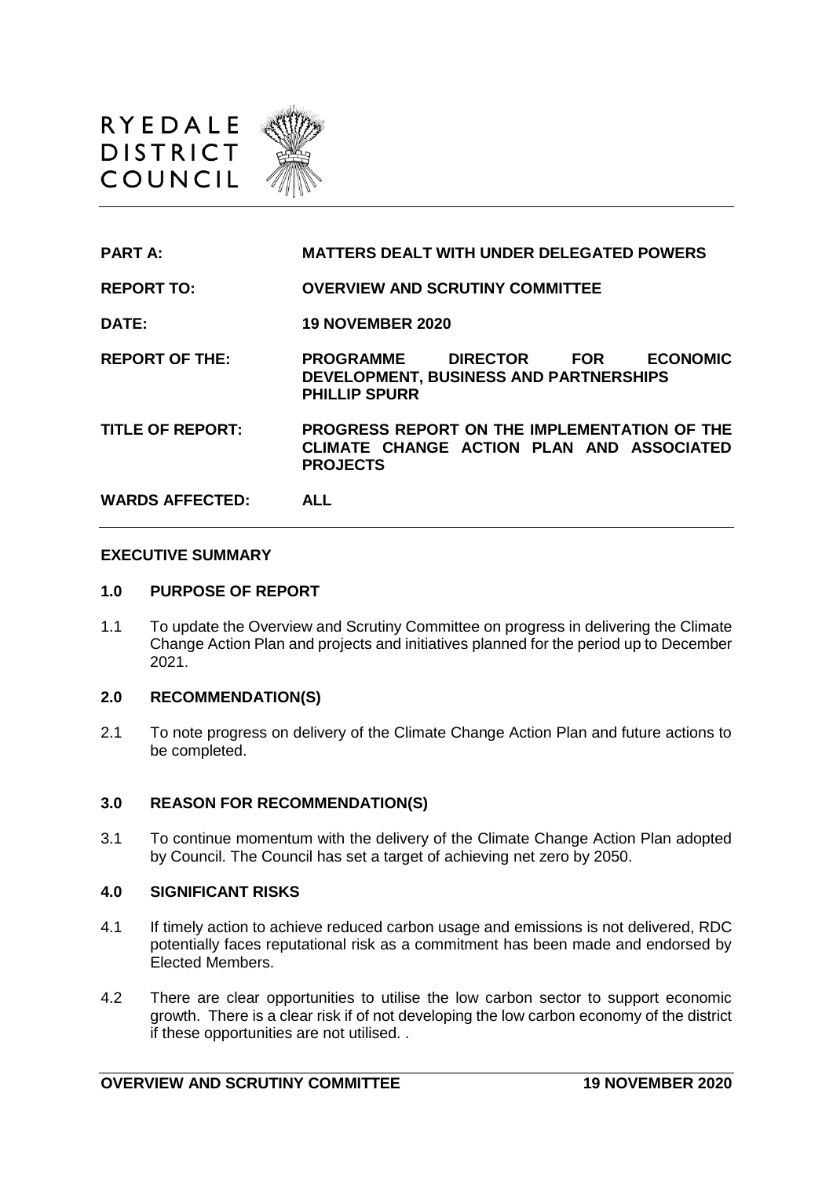RYEDALE DISTRICT COUNCIL

| | |
|---|---|
| **PART A:** | **MATTERS DEALT WITH UNDER DELEGATED POWERS** |
| **REPORT TO:** | **OVERVIEW AND SCRUTINY COMMITTEE** |
| **DATE:** | **19 NOVEMBER 2020** |
| **REPORT OF THE:** | **PROGRAMME DIRECTOR FOR ECONOMIC DEVELOPMENT, BUSINESS AND PARTNERSHIPS PHILLIP SPURR** |
| **TITLE OF REPORT:** | **PROGRESS REPORT ON THE IMPLEMENTATION OF THE CLIMATE CHANGE ACTION PLAN AND ASSOCIATED PROJECTS** |
| **WARDS AFFECTED:** | **ALL** |

## EXECUTIVE SUMMARY

### 1.0 PURPOSE OF REPORT

1.1 To update the Overview and Scrutiny Committee on progress in delivering the Climate Change Action Plan and projects and initiatives planned for the period up to December 2021.

### 2.0 RECOMMENDATION(S)

2.1 To note progress on delivery of the Climate Change Action Plan and future actions to be completed.

### 3.0 REASON FOR RECOMMENDATION(S)

3.1 To continue momentum with the delivery of the Climate Change Action Plan adopted by Council. The Council has set a target of achieving net zero by 2050.

### 4.0 SIGNIFICANT RISKS

4.1 If timely action to achieve reduced carbon usage and emissions is not delivered, RDC potentially faces reputational risk as a commitment has been made and endorsed by Elected Members.

4.2 There are clear opportunities to utilise the low carbon sector to support economic growth. There is a clear risk if of not developing the low carbon economy of the district if these opportunities are not utilised. .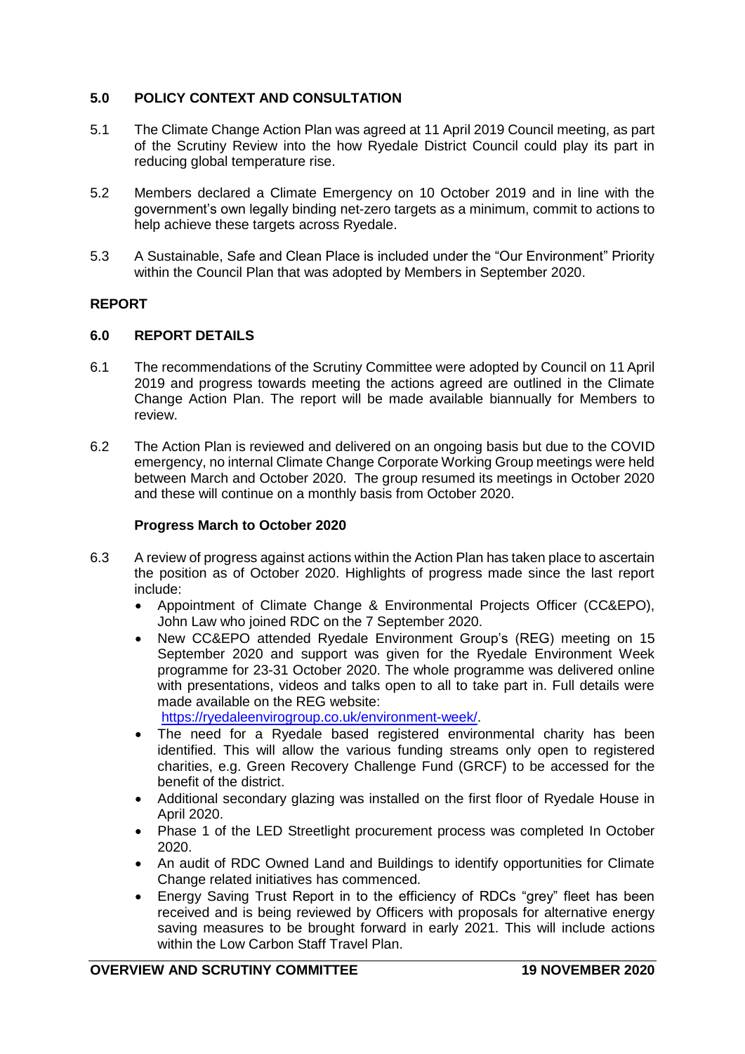## 5.0 POLICY CONTEXT AND CONSULTATION

5.1 The Climate Change Action Plan was agreed at 11 April 2019 Council meeting, as part of the Scrutiny Review into the how Ryedale District Council could play its part in reducing global temperature rise.

5.2 Members declared a Climate Emergency on 10 October 2019 and in line with the government's own legally binding net-zero targets as a minimum, commit to actions to help achieve these targets across Ryedale.

5.3 A Sustainable, Safe and Clean Place is included under the "Our Environment" Priority within the Council Plan that was adopted by Members in September 2020.

## REPORT

## 6.0 REPORT DETAILS

6.1 The recommendations of the Scrutiny Committee were adopted by Council on 11 April 2019 and progress towards meeting the actions agreed are outlined in the Climate Change Action Plan. The report will be made available biannually for Members to review.

6.2 The Action Plan is reviewed and delivered on an ongoing basis but due to the COVID emergency, no internal Climate Change Corporate Working Group meetings were held between March and October 2020. The group resumed its meetings in October 2020 and these will continue on a monthly basis from October 2020.

### Progress March to October 2020

6.3 A review of progress against actions within the Action Plan has taken place to ascertain the position as of October 2020. Highlights of progress made since the last report include:

- Appointment of Climate Change & Environmental Projects Officer (CC&EPO), John Law who joined RDC on the 7 September 2020.
- New CC&EPO attended Ryedale Environment Group's (REG) meeting on 15 September 2020 and support was given for the Ryedale Environment Week programme for 23-31 October 2020. The whole programme was delivered online with presentations, videos and talks open to all to take part in. Full details were made available on the REG website: https://ryedaleenvirogroup.co.uk/environment-week/.
- The need for a Ryedale based registered environmental charity has been identified. This will allow the various funding streams only open to registered charities, e.g. Green Recovery Challenge Fund (GRCF) to be accessed for the benefit of the district.
- Additional secondary glazing was installed on the first floor of Ryedale House in April 2020.
- Phase 1 of the LED Streetlight procurement process was completed In October 2020.
- An audit of RDC Owned Land and Buildings to identify opportunities for Climate Change related initiatives has commenced.
- Energy Saving Trust Report in to the efficiency of RDCs "grey" fleet has been received and is being reviewed by Officers with proposals for alternative energy saving measures to be brought forward in early 2021. This will include actions within the Low Carbon Staff Travel Plan.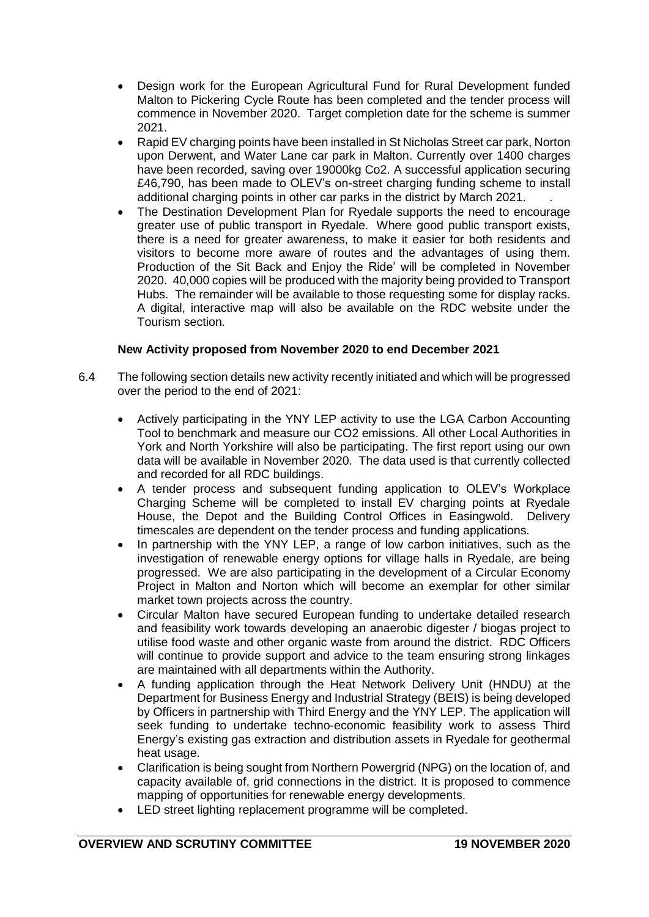- Design work for the European Agricultural Fund for Rural Development funded Malton to Pickering Cycle Route has been completed and the tender process will commence in November 2020. Target completion date for the scheme is summer 2021.
- Rapid EV charging points have been installed in St Nicholas Street car park, Norton upon Derwent, and Water Lane car park in Malton. Currently over 1400 charges have been recorded, saving over 19000kg Co2. A successful application securing £46,790, has been made to OLEV's on-street charging funding scheme to install additional charging points in other car parks in the district by March 2021. .
- The Destination Development Plan for Ryedale supports the need to encourage greater use of public transport in Ryedale. Where good public transport exists, there is a need for greater awareness, to make it easier for both residents and visitors to become more aware of routes and the advantages of using them. Production of the Sit Back and Enjoy the Ride' will be completed in November 2020. 40,000 copies will be produced with the majority being provided to Transport Hubs. The remainder will be available to those requesting some for display racks. A digital, interactive map will also be available on the RDC website under the Tourism section.

**New Activity proposed from November 2020 to end December 2021**

6.4 The following section details new activity recently initiated and which will be progressed over the period to the end of 2021:

- Actively participating in the YNY LEP activity to use the LGA Carbon Accounting Tool to benchmark and measure our CO2 emissions. All other Local Authorities in York and North Yorkshire will also be participating. The first report using our own data will be available in November 2020. The data used is that currently collected and recorded for all RDC buildings.
- A tender process and subsequent funding application to OLEV's Workplace Charging Scheme will be completed to install EV charging points at Ryedale House, the Depot and the Building Control Offices in Easingwold. Delivery timescales are dependent on the tender process and funding applications.
- In partnership with the YNY LEP, a range of low carbon initiatives, such as the investigation of renewable energy options for village halls in Ryedale, are being progressed. We are also participating in the development of a Circular Economy Project in Malton and Norton which will become an exemplar for other similar market town projects across the country.
- Circular Malton have secured European funding to undertake detailed research and feasibility work towards developing an anaerobic digester / biogas project to utilise food waste and other organic waste from around the district. RDC Officers will continue to provide support and advice to the team ensuring strong linkages are maintained with all departments within the Authority.
- A funding application through the Heat Network Delivery Unit (HNDU) at the Department for Business Energy and Industrial Strategy (BEIS) is being developed by Officers in partnership with Third Energy and the YNY LEP. The application will seek funding to undertake techno-economic feasibility work to assess Third Energy's existing gas extraction and distribution assets in Ryedale for geothermal heat usage.
- Clarification is being sought from Northern Powergrid (NPG) on the location of, and capacity available of, grid connections in the district. It is proposed to commence mapping of opportunities for renewable energy developments.
- LED street lighting replacement programme will be completed.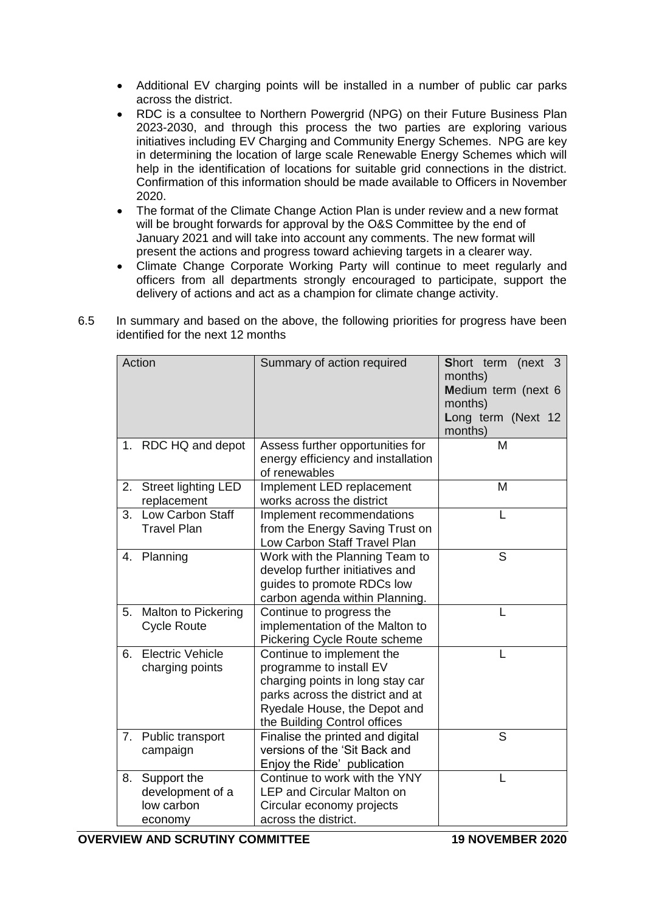- Additional EV charging points will be installed in a number of public car parks across the district.
- RDC is a consultee to Northern Powergrid (NPG) on their Future Business Plan 2023-2030, and through this process the two parties are exploring various initiatives including EV Charging and Community Energy Schemes. NPG are key in determining the location of large scale Renewable Energy Schemes which will help in the identification of locations for suitable grid connections in the district. Confirmation of this information should be made available to Officers in November 2020.
- The format of the Climate Change Action Plan is under review and a new format will be brought forwards for approval by the O&S Committee by the end of January 2021 and will take into account any comments. The new format will present the actions and progress toward achieving targets in a clearer way.
- Climate Change Corporate Working Party will continue to meet regularly and officers from all departments strongly encouraged to participate, support the delivery of actions and act as a champion for climate change activity.

6.5 In summary and based on the above, the following priorities for progress have been identified for the next 12 months

| Action | Summary of action required | **S**hort term (next 3 months)<br>**M**edium term (next 6 months)<br>**L**ong term (Next 12 months) |
|---|---|---|
| 1. RDC HQ and depot | Assess further opportunities for energy efficiency and installation of renewables | M |
| 2. Street lighting LED replacement | Implement LED replacement works across the district | M |
| 3. Low Carbon Staff Travel Plan | Implement recommendations from the Energy Saving Trust on Low Carbon Staff Travel Plan | L |
| 4. Planning | Work with the Planning Team to develop further initiatives and guides to promote RDCs low carbon agenda within Planning. | S |
| 5. Malton to Pickering Cycle Route | Continue to progress the implementation of the Malton to Pickering Cycle Route scheme | L |
| 6. Electric Vehicle charging points | Continue to implement the programme to install EV charging points in long stay car parks across the district and at Ryedale House, the Depot and the Building Control offices | L |
| 7. Public transport campaign | Finalise the printed and digital versions of the 'Sit Back and Enjoy the Ride' publication | S |
| 8. Support the development of a low carbon economy | Continue to work with the YNY LEP and Circular Malton on Circular economy projects across the district. | L |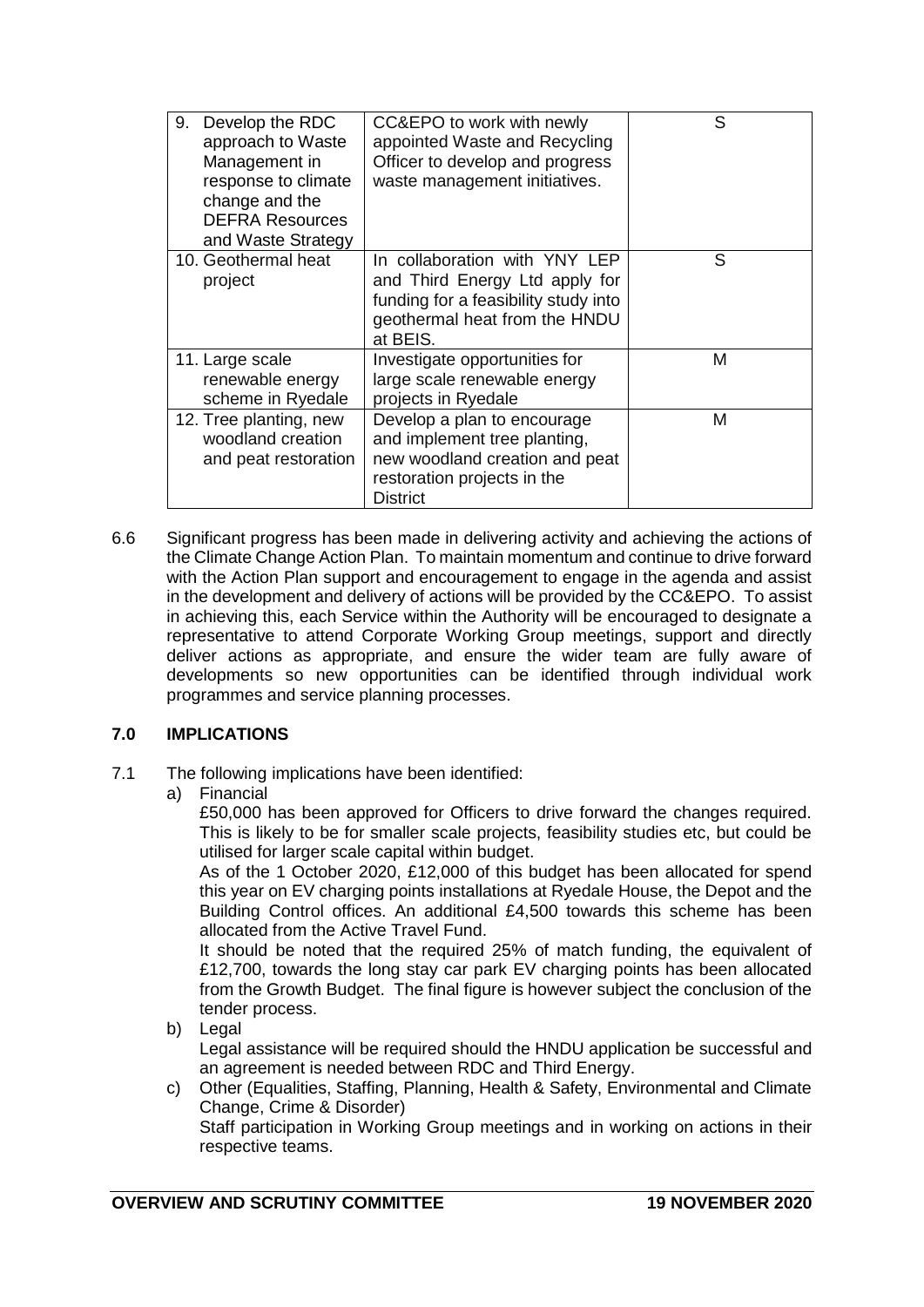| | | |
|---|---|---|
| 9. Develop the RDC approach to Waste Management in response to climate change and the DEFRA Resources and Waste Strategy | CC&EPO to work with newly appointed Waste and Recycling Officer to develop and progress waste management initiatives. | S |
| 10. Geothermal heat project | In collaboration with YNY LEP and Third Energy Ltd apply for funding for a feasibility study into geothermal heat from the HNDU at BEIS. | S |
| 11. Large scale renewable energy scheme in Ryedale | Investigate opportunities for large scale renewable energy projects in Ryedale | M |
| 12. Tree planting, new woodland creation and peat restoration | Develop a plan to encourage and implement tree planting, new woodland creation and peat restoration projects in the District | M |

6.6 Significant progress has been made in delivering activity and achieving the actions of the Climate Change Action Plan. To maintain momentum and continue to drive forward with the Action Plan support and encouragement to engage in the agenda and assist in the development and delivery of actions will be provided by the CC&EPO. To assist in achieving this, each Service within the Authority will be encouraged to designate a representative to attend Corporate Working Group meetings, support and directly deliver actions as appropriate, and ensure the wider team are fully aware of developments so new opportunities can be identified through individual work programmes and service planning processes.

## 7.0 IMPLICATIONS

7.1 The following implications have been identified:

a) Financial

£50,000 has been approved for Officers to drive forward the changes required. This is likely to be for smaller scale projects, feasibility studies etc, but could be utilised for larger scale capital within budget.

As of the 1 October 2020, £12,000 of this budget has been allocated for spend this year on EV charging points installations at Ryedale House, the Depot and the Building Control offices. An additional £4,500 towards this scheme has been allocated from the Active Travel Fund.

It should be noted that the required 25% of match funding, the equivalent of £12,700, towards the long stay car park EV charging points has been allocated from the Growth Budget. The final figure is however subject the conclusion of the tender process.

b) Legal

Legal assistance will be required should the HNDU application be successful and an agreement is needed between RDC and Third Energy.

c) Other (Equalities, Staffing, Planning, Health & Safety, Environmental and Climate Change, Crime & Disorder)

Staff participation in Working Group meetings and in working on actions in their respective teams.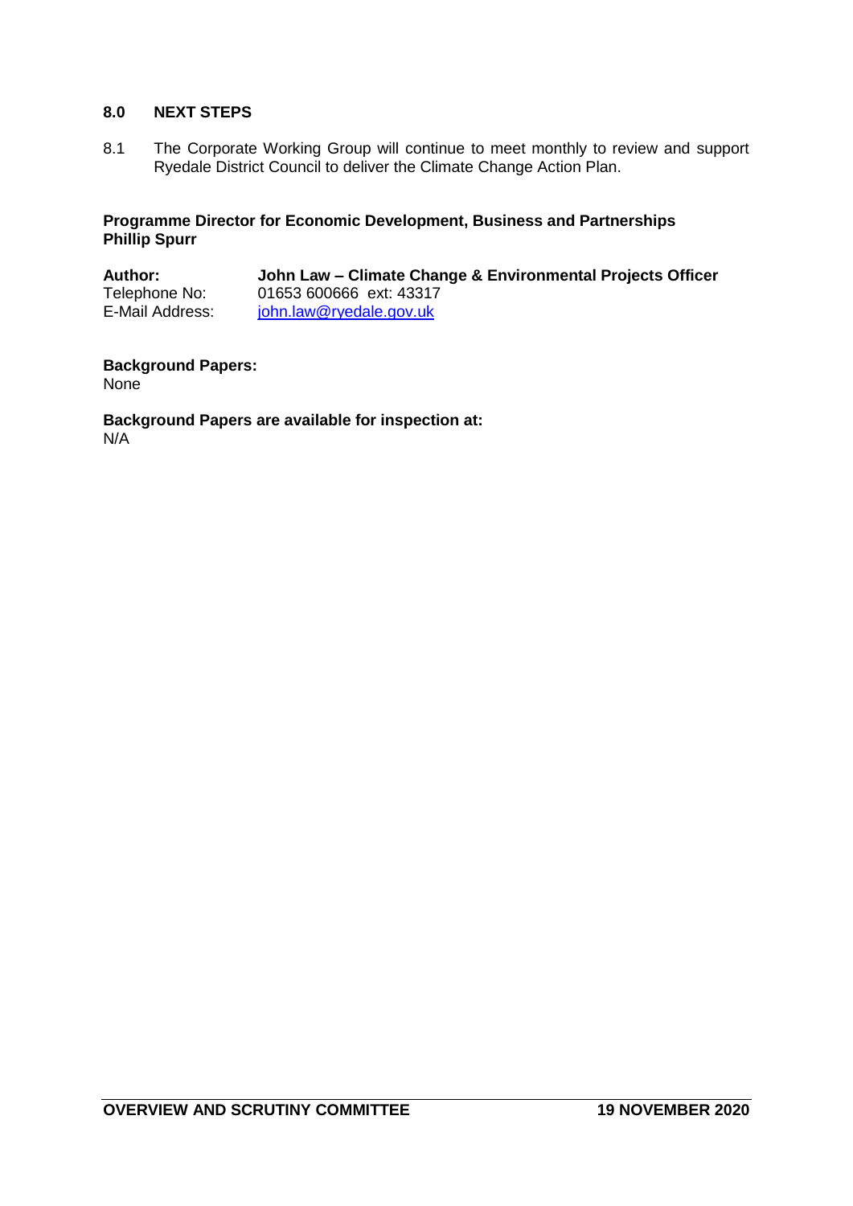## 8.0 NEXT STEPS

8.1 The Corporate Working Group will continue to meet monthly to review and support Ryedale District Council to deliver the Climate Change Action Plan.

**Programme Director for Economic Development, Business and Partnerships**
**Phillip Spurr**

| | |
|---|---|
| **Author:** | **John Law – Climate Change & Environmental Projects Officer** |
| Telephone No: | 01653 600666 ext: 43317 |
| E-Mail Address: | john.law@ryedale.gov.uk |

**Background Papers:**
None

**Background Papers are available for inspection at:**
N/A